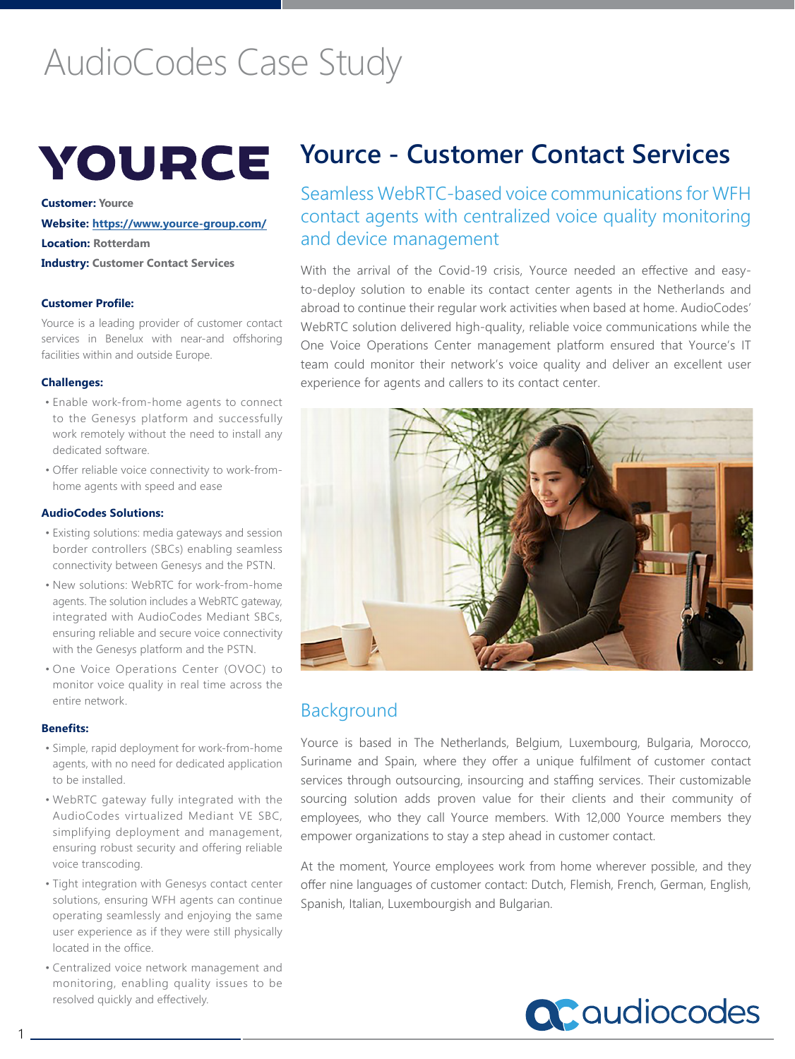# AudioCodes Case Study

## Yource - Customer Contact Services

### Seamless WebRTC-based voice communications for WFH contact agents with centralized voice quality monitoring and device management

With the arrival of the Covid-19 crisis, Yource needed an effective and easy-to-deploy solution to enable its contact center agents in the Netherlands and abroad to continue their regular work activities when based at home. AudioCodes' WebRTC solution delivered high-quality, reliable voice communications while the One Voice Operations Center management platform ensured that Yource's IT team could monitor their network's voice quality and deliver an excellent user experience for agents and callers to its contact center.

**Customer:** Yource

**Website:** https://www.yource-group.com/

**Location:** Rotterdam

**Industry:** Customer Contact Services

**Customer Profile:**

Yource is a leading provider of customer contact services in Benelux with near-and offshoring facilities within and outside Europe.

**Challenges:**

- Enable work-from-home agents to connect to the Genesys platform and successfully work remotely without the need to install any dedicated software.
- Offer reliable voice connectivity to work-from-home agents with speed and ease

**AudioCodes Solutions:**

- Existing solutions: media gateways and session border controllers (SBCs) enabling seamless connectivity between Genesys and the PSTN.
- New solutions: WebRTC for work-from-home agents. The solution includes a WebRTC gateway, integrated with AudioCodes Mediant SBCs, ensuring reliable and secure voice connectivity with the Genesys platform and the PSTN.
- One Voice Operations Center (OVOC) to monitor voice quality in real time across the entire network.

**Benefits:**

- Simple, rapid deployment for work-from-home agents, with no need for dedicated application to be installed.
- WebRTC gateway fully integrated with the AudioCodes virtualized Mediant VE SBC, simplifying deployment and management, ensuring robust security and offering reliable voice transcoding.
- Tight integration with Genesys contact center solutions, ensuring WFH agents can continue operating seamlessly and enjoying the same user experience as if they were still physically located in the office.
- Centralized voice network management and monitoring, enabling quality issues to be resolved quickly and effectively.

### Background

Yource is based in The Netherlands, Belgium, Luxembourg, Bulgaria, Morocco, Suriname and Spain, where they offer a unique fulfilment of customer contact services through outsourcing, insourcing and staffing services. Their customizable sourcing solution adds proven value for their clients and their community of employees, who they call Yource members. With 12,000 Yource members they empower organizations to stay a step ahead in customer contact.

At the moment, Yource employees work from home wherever possible, and they offer nine languages of customer contact: Dutch, Flemish, French, German, English, Spanish, Italian, Luxembourgish and Bulgarian.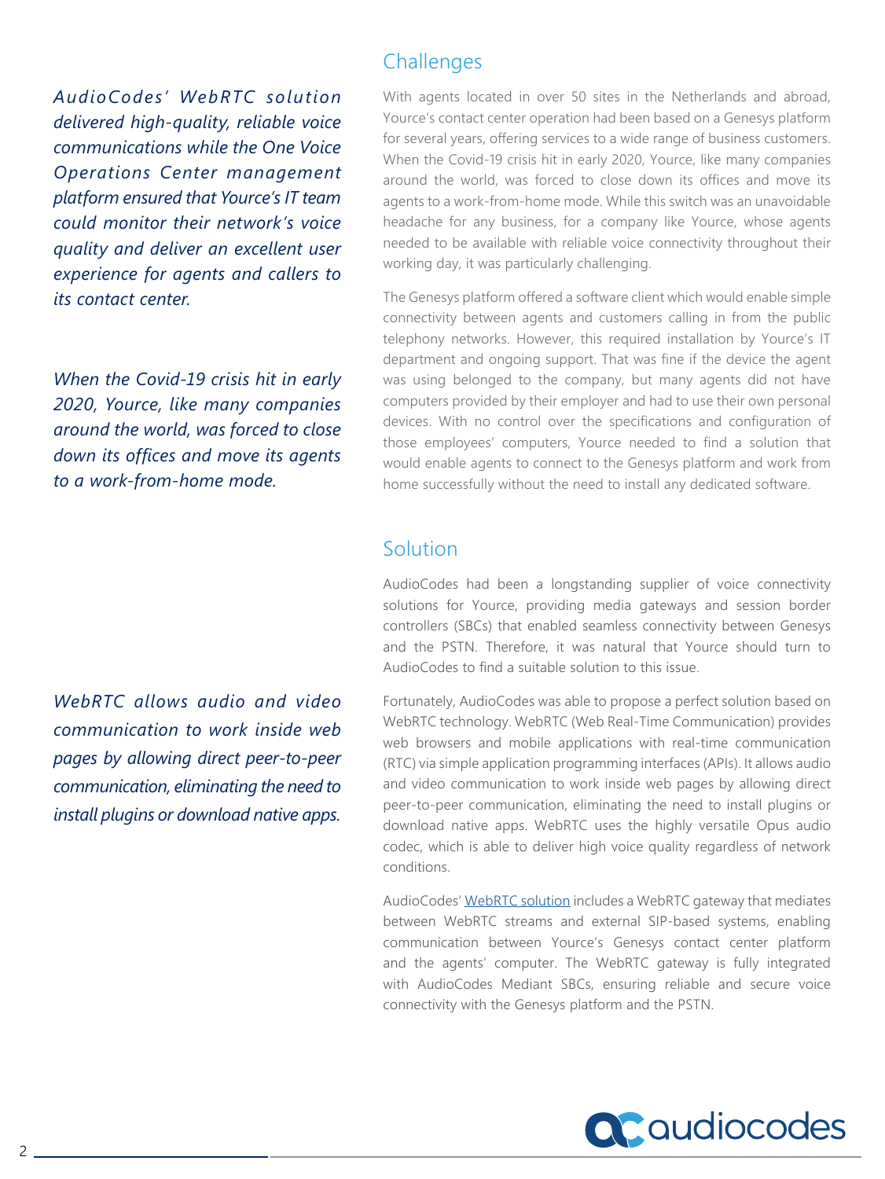*AudioCodes' WebRTC solution delivered high-quality, reliable voice communications while the One Voice Operations Center management platform ensured that Yource's IT team could monitor their network's voice quality and deliver an excellent user experience for agents and callers to its contact center.*

*When the Covid-19 crisis hit in early 2020, Yource, like many companies around the world, was forced to close down its offices and move its agents to a work-from-home mode.*

*WebRTC allows audio and video communication to work inside web pages by allowing direct peer-to-peer communication, eliminating the need to install plugins or download native apps.*

## Challenges

With agents located in over 50 sites in the Netherlands and abroad, Yource's contact center operation had been based on a Genesys platform for several years, offering services to a wide range of business customers. When the Covid-19 crisis hit in early 2020, Yource, like many companies around the world, was forced to close down its offices and move its agents to a work-from-home mode. While this switch was an unavoidable headache for any business, for a company like Yource, whose agents needed to be available with reliable voice connectivity throughout their working day, it was particularly challenging.

The Genesys platform offered a software client which would enable simple connectivity between agents and customers calling in from the public telephony networks. However, this required installation by Yource's IT department and ongoing support. That was fine if the device the agent was using belonged to the company, but many agents did not have computers provided by their employer and had to use their own personal devices. With no control over the specifications and configuration of those employees' computers, Yource needed to find a solution that would enable agents to connect to the Genesys platform and work from home successfully without the need to install any dedicated software.

## Solution

AudioCodes had been a longstanding supplier of voice connectivity solutions for Yource, providing media gateways and session border controllers (SBCs) that enabled seamless connectivity between Genesys and the PSTN. Therefore, it was natural that Yource should turn to AudioCodes to find a suitable solution to this issue.

Fortunately, AudioCodes was able to propose a perfect solution based on WebRTC technology. WebRTC (Web Real-Time Communication) provides web browsers and mobile applications with real-time communication (RTC) via simple application programming interfaces (APIs). It allows audio and video communication to work inside web pages by allowing direct peer-to-peer communication, eliminating the need to install plugins or download native apps. WebRTC uses the highly versatile Opus audio codec, which is able to deliver high voice quality regardless of network conditions.

AudioCodes' WebRTC solution includes a WebRTC gateway that mediates between WebRTC streams and external SIP-based systems, enabling communication between Yource's Genesys contact center platform and the agents' computer. The WebRTC gateway is fully integrated with AudioCodes Mediant SBCs, ensuring reliable and secure voice connectivity with the Genesys platform and the PSTN.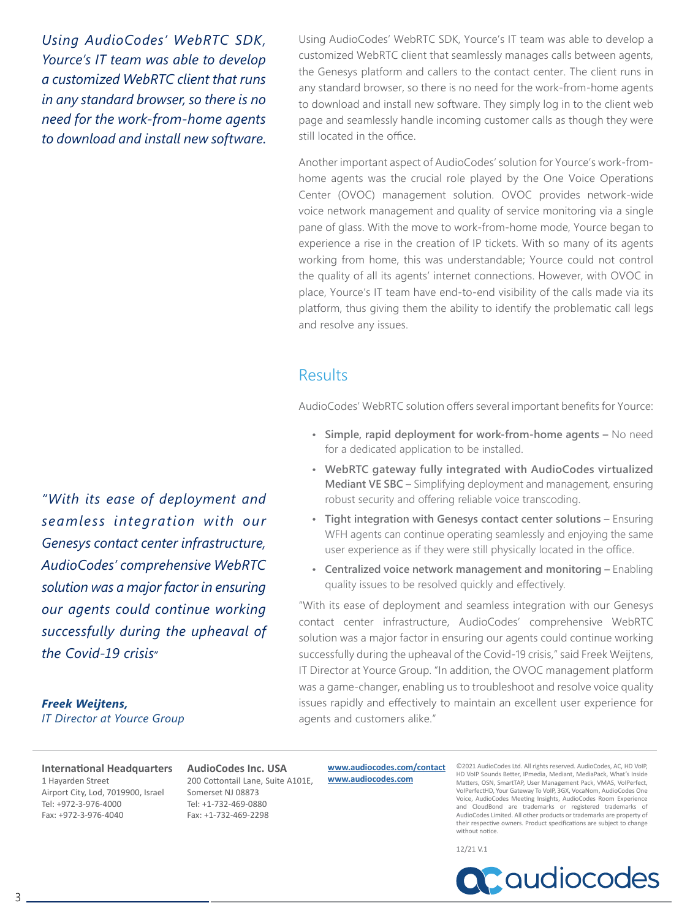*Using AudioCodes' WebRTC SDK, Yource's IT team was able to develop a customized WebRTC client that runs in any standard browser, so there is no need for the work-from-home agents to download and install new software.*

Using AudioCodes' WebRTC SDK, Yource's IT team was able to develop a customized WebRTC client that seamlessly manages calls between agents, the Genesys platform and callers to the contact center. The client runs in any standard browser, so there is no need for the work-from-home agents to download and install new software. They simply log in to the client web page and seamlessly handle incoming customer calls as though they were still located in the office.

Another important aspect of AudioCodes' solution for Yource's work-from-home agents was the crucial role played by the One Voice Operations Center (OVOC) management solution. OVOC provides network-wide voice network management and quality of service monitoring via a single pane of glass. With the move to work-from-home mode, Yource began to experience a rise in the creation of IP tickets. With so many of its agents working from home, this was understandable; Yource could not control the quality of all its agents' internet connections. However, with OVOC in place, Yource's IT team have end-to-end visibility of the calls made via its platform, thus giving them the ability to identify the problematic call legs and resolve any issues.

## Results

AudioCodes' WebRTC solution offers several important benefits for Yource:

- **Simple, rapid deployment for work-from-home agents –** No need for a dedicated application to be installed.
- **WebRTC gateway fully integrated with AudioCodes virtualized Mediant VE SBC –** Simplifying deployment and management, ensuring robust security and offering reliable voice transcoding.
- **Tight integration with Genesys contact center solutions –** Ensuring WFH agents can continue operating seamlessly and enjoying the same user experience as if they were still physically located in the office.
- **Centralized voice network management and monitoring –** Enabling quality issues to be resolved quickly and effectively.

"With its ease of deployment and seamless integration with our Genesys contact center infrastructure, AudioCodes' comprehensive WebRTC solution was a major factor in ensuring our agents could continue working successfully during the upheaval of the Covid-19 crisis," said Freek Weijtens, IT Director at Yource Group. "In addition, the OVOC management platform was a game-changer, enabling us to troubleshoot and resolve voice quality issues rapidly and effectively to maintain an excellent user experience for agents and customers alike."

*"With its ease of deployment and seamless integration with our Genesys contact center infrastructure, AudioCodes' comprehensive WebRTC solution was a major factor in ensuring our agents could continue working successfully during the upheaval of the Covid-19 crisis"*

***Freek Weijtens,***
*IT Director at Yource Group*

**International Headquarters**
1 Hayarden Street
Airport City, Lod, 7019900, Israel
Tel: +972-3-976-4000
Fax: +972-3-976-4040

**AudioCodes Inc. USA**
200 Cottontail Lane, Suite A101E,
Somerset NJ 08873
Tel: +1-732-469-0880
Fax: +1-732-469-2298

www.audiocodes.com/contact
www.audiocodes.com

©2021 AudioCodes Ltd. All rights reserved. AudioCodes, AC, HD VoIP, HD VoIP Sounds Better, IPmedia, Mediant, MediaPack, What's Inside Matters, OSN, SmartTAP, User Management Pack, VMAS, VoIPerfect, VoIPerfectHD, Your Gateway To VoIP, 3GX, VocaNom, AudioCodes One Voice, AudioCodes Meeting Insights, AudioCodes Room Experience and CloudBond are trademarks or registered trademarks of AudioCodes Limited. All other products or trademarks are property of their respective owners. Product specifications are subject to change without notice.

12/21 V.1